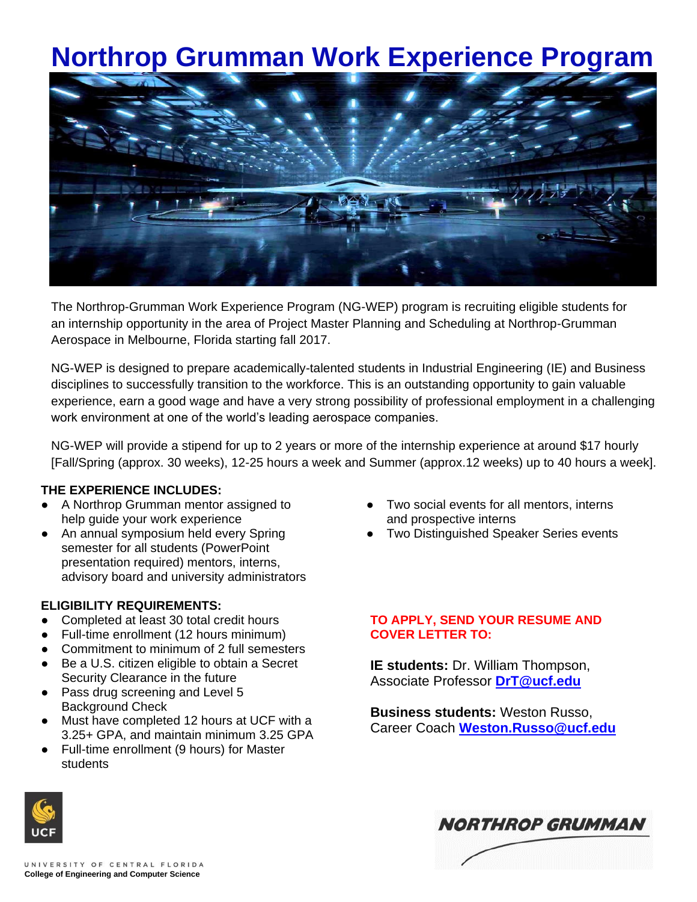# Northrop Grumman Work Experience Program

The Northrop-Grumman Work Experience Program (NG-WEP) program is recruiting eligible students for an internship opportunity in the area of Project Master Planning and Scheduling at Northrop-Grumman Aerospace in Melbourne, Florida starting fall 2017.

NG-WEP is designed to prepare academically-talented students in Industrial Engineering (IE) and Business disciplines to successfully transition to the workforce. This is an outstanding opportunity to gain valuable experience, earn a good wage and have a very strong possibility of professional employment in a challenging work environment at one of the world's leading aerospace companies.

NG-WEP will provide a stipend for up to 2 years or more of the internship experience at around $17 hourly [Fall/Spring (approx. 30 weeks), 12-25 hours a week and Summer (approx.12 weeks) up to 40 hours a week].

**THE EXPERIENCE INCLUDES:**

- A Northrop Grumman mentor assigned to help guide your work experience
- An annual symposium held every Spring semester for all students (PowerPoint presentation required) mentors, interns, advisory board and university administrators
- Two social events for all mentors, interns and prospective interns
- Two Distinguished Speaker Series events

**ELIGIBILITY REQUIREMENTS:**

- Completed at least 30 total credit hours
- Full-time enrollment (12 hours minimum)
- Commitment to minimum of 2 full semesters
- Be a U.S. citizen eligible to obtain a Secret Security Clearance in the future
- Pass drug screening and Level 5 Background Check
- Must have completed 12 hours at UCF with a 3.25+ GPA, and maintain minimum 3.25 GPA
- Full-time enrollment (9 hours) for Master students

**TO APPLY, SEND YOUR RESUME AND COVER LETTER TO:**

**IE students:** Dr. William Thompson, Associate Professor **DrT@ucf.edu**

**Business students:** Weston Russo, Career Coach **Weston.Russo@ucf.edu**

UCF

UNIVERSITY OF CENTRAL FLORIDA
College of Engineering and Computer Science

NORTHROP GRUMMAN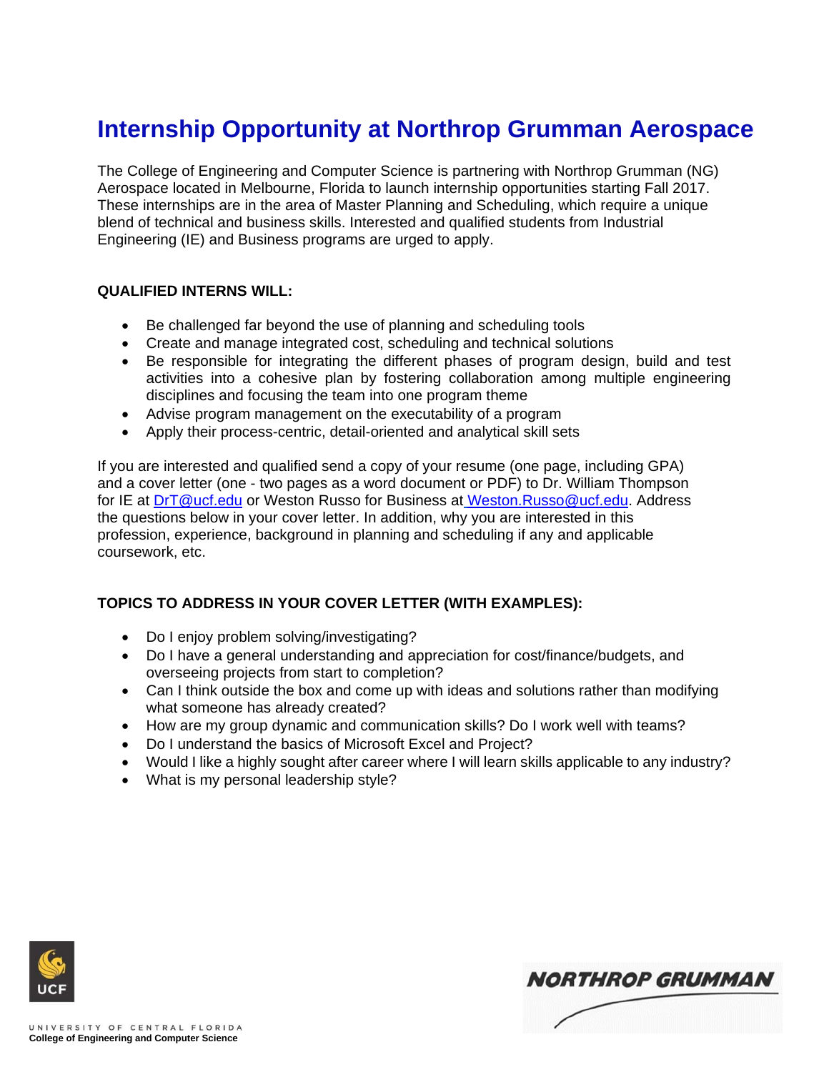# Internship Opportunity at Northrop Grumman Aerospace

The College of Engineering and Computer Science is partnering with Northrop Grumman (NG) Aerospace located in Melbourne, Florida to launch internship opportunities starting Fall 2017. These internships are in the area of Master Planning and Scheduling, which require a unique blend of technical and business skills. Interested and qualified students from Industrial Engineering (IE) and Business programs are urged to apply.

**QUALIFIED INTERNS WILL:**

- Be challenged far beyond the use of planning and scheduling tools
- Create and manage integrated cost, scheduling and technical solutions
- Be responsible for integrating the different phases of program design, build and test activities into a cohesive plan by fostering collaboration among multiple engineering disciplines and focusing the team into one program theme
- Advise program management on the executability of a program
- Apply their process-centric, detail-oriented and analytical skill sets

If you are interested and qualified send a copy of your resume (one page, including GPA) and a cover letter (one - two pages as a word document or PDF) to Dr. William Thompson for IE at DrT@ucf.edu or Weston Russo for Business at Weston.Russo@ucf.edu. Address the questions below in your cover letter. In addition, why you are interested in this profession, experience, background in planning and scheduling if any and applicable coursework, etc.

**TOPICS TO ADDRESS IN YOUR COVER LETTER (WITH EXAMPLES):**

- Do I enjoy problem solving/investigating?
- Do I have a general understanding and appreciation for cost/finance/budgets, and overseeing projects from start to completion?
- Can I think outside the box and come up with ideas and solutions rather than modifying what someone has already created?
- How are my group dynamic and communication skills? Do I work well with teams?
- Do I understand the basics of Microsoft Excel and Project?
- Would I like a highly sought after career where I will learn skills applicable to any industry?
- What is my personal leadership style?

UCF

UNIVERSITY OF CENTRAL FLORIDA
College of Engineering and Computer Science

NORTHROP GRUMMAN